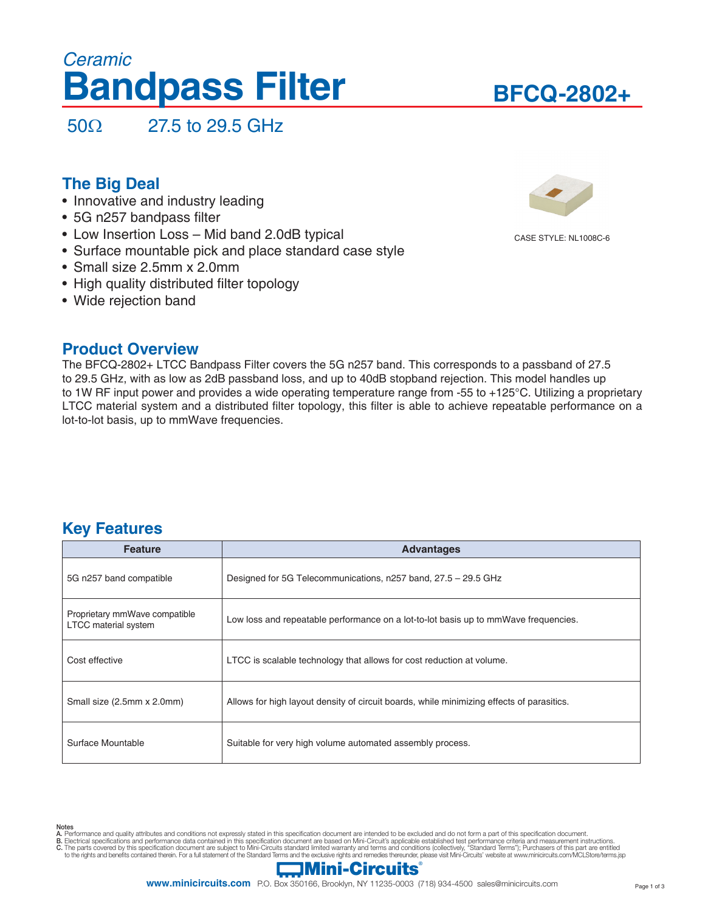*Ceramic*

# Bandpass Filter

## BFCQ-2802+

50Ω  27.5 to 29.5 GHz

## The Big Deal

- Innovative and industry leading
- 5G n257 bandpass filter
- Low Insertion Loss – Mid band 2.0dB typical
- Surface mountable pick and place standard case style
- Small size 2.5mm x 2.0mm
- High quality distributed filter topology
- Wide rejection band

CASE STYLE: NL1008C-6

## Product Overview

The BFCQ-2802+ LTCC Bandpass Filter covers the 5G n257 band. This corresponds to a passband of 27.5 to 29.5 GHz, with as low as 2dB passband loss, and up to 40dB stopband rejection. This model handles up to 1W RF input power and provides a wide operating temperature range from -55 to +125°C. Utilizing a proprietary LTCC material system and a distributed filter topology, this filter is able to achieve repeatable performance on a lot-to-lot basis, up to mmWave frequencies.

## Key Features

| Feature | Advantages |
|---|---|
| 5G n257 band compatible | Designed for 5G Telecommunications, n257 band, 27.5 – 29.5 GHz |
| Proprietary mmWave compatible LTCC material system | Low loss and repeatable performance on a lot-to-lot basis up to mmWave frequencies. |
| Cost effective | LTCC is scalable technology that allows for cost reduction at volume. |
| Small size (2.5mm x 2.0mm) | Allows for high layout density of circuit boards, while minimizing effects of parasitics. |
| Surface Mountable | Suitable for very high volume automated assembly process. |

Notes
A. Performance and quality attributes and conditions not expressly stated in this specification document are intended to be excluded and do not form a part of this specification document.
B. Electrical specifications and performance data contained in this specification document are based on Mini-Circuit's applicable established test performance criteria and measurement instructions.
C. The parts covered by this specification document are subject to Mini-Circuits standard limited warranty and terms and conditions (collectively, "Standard Terms"); Purchasers of this part are entitled to the rights and benefits contained therein. For a full statement of the Standard Terms and the exclusive rights and remedies thereunder, please visit Mini-Circuits' website at www.minicircuits.com/MCLStore/terms.jsp

Mini-Circuits®

www.minicircuits.com P.O. Box 350166, Brooklyn, NY 11235-0003 (718) 934-4500 sales@minicircuits.com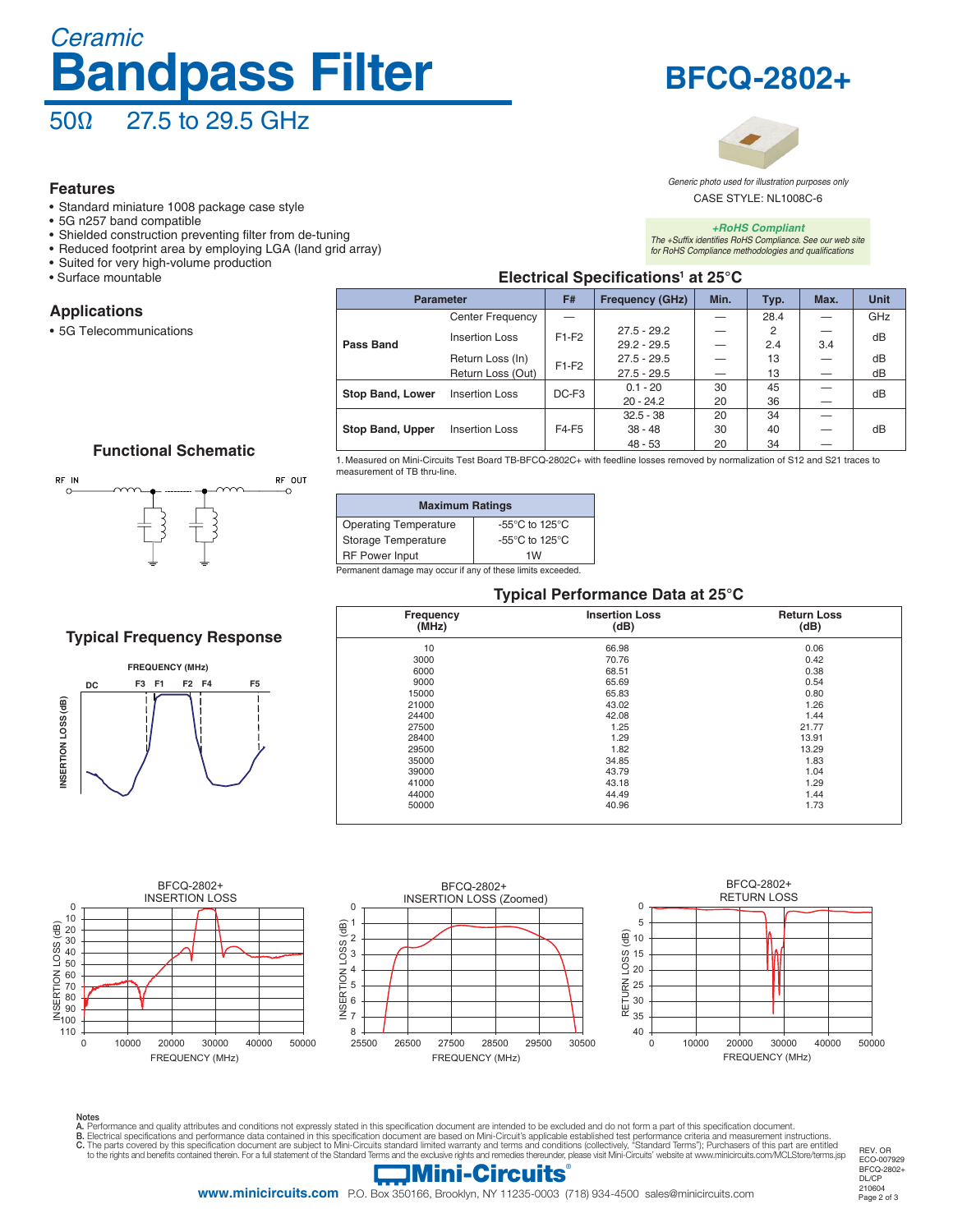# Ceramic Bandpass Filter

# BFCQ-2802+

50Ω   27.5 to 29.5 GHz

*Generic photo used for illustration purposes only*

CASE STYLE: NL1008C-6

***+RoHS Compliant***
*The +Suffix identifies RoHS Compliance. See our web site for RoHS Compliance methodologies and qualifications*

## Features

- Standard miniature 1008 package case style
- 5G n257 band compatible
- Shielded construction preventing filter from de-tuning
- Reduced footprint area by employing LGA (land grid array)
- Suited for very high-volume production
- Surface mountable

## Applications

- 5G Telecommunications

## Electrical Specifications[1] at 25°C

| Parameter | | F# | Frequency (GHz) | Min. | Typ. | Max. | Unit |
|---|---|---|---|---|---|---|---|
| Pass Band | Center Frequency | — | | — | 28.4 | — | GHz |
| | Insertion Loss | F1-F2 | 27.5 - 29.2 | — | 2 | — | dB |
| | | | 29.2 - 29.5 | — | 2.4 | 3.4 | |
| | Return Loss (In) | F1-F2 | 27.5 - 29.5 | — | 13 | — | dB |
| | Return Loss (Out) | | 27.5 - 29.5 | — | 13 | — | dB |
| Stop Band, Lower | Insertion Loss | DC-F3 | 0.1 - 20 | 30 | 45 | — | dB |
| | | | 20 - 24.2 | 20 | 36 | — | |
| Stop Band, Upper | Insertion Loss | F4-F5 | 32.5 - 38 | 20 | 34 | — | dB |
| | | | 38 - 48 | 30 | 40 | — | |
| | | | 48 - 53 | 20 | 34 | — | |

1. Measured on Mini-Circuits Test Board TB-BFCQ-2802C+ with feedline losses removed by normalization of S12 and S21 traces to measurement of TB thru-line.

## Functional Schematic

RF IN    RF OUT

| Maximum Ratings | |
|---|---|
| Operating Temperature | -55°C to 125°C |
| Storage Temperature | -55°C to 125°C |
| RF Power Input | 1W |

Permanent damage may occur if any of these limits exceeded.

## Typical Frequency Response

FREQUENCY (MHz): DC, F3, F1, F2, F4, F5; INSERTION LOSS (dB)

## Typical Performance Data at 25°C

| Frequency (MHz) | Insertion Loss (dB) | Return Loss (dB) |
|---|---|---|
| 10 | 66.98 | 0.06 |
| 3000 | 70.76 | 0.42 |
| 6000 | 68.51 | 0.38 |
| 9000 | 65.69 | 0.54 |
| 15000 | 65.83 | 0.80 |
| 21000 | 43.02 | 1.26 |
| 24400 | 42.08 | 1.44 |
| 27500 | 1.25 | 21.77 |
| 28400 | 1.29 | 13.91 |
| 29500 | 1.82 | 13.29 |
| 35000 | 34.85 | 1.83 |
| 39000 | 43.79 | 1.04 |
| 41000 | 43.18 | 1.29 |
| 44000 | 44.49 | 1.44 |
| 50000 | 40.96 | 1.73 |

BFCQ-2802+ INSERTION LOSS — INSERTION LOSS (dB) vs FREQUENCY (MHz)

BFCQ-2802+ INSERTION LOSS (Zoomed) — INSERTION LOSS (dB) vs FREQUENCY (MHz)

BFCQ-2802+ RETURN LOSS — RETURN LOSS (dB) vs FREQUENCY (MHz)

**Notes**

A. Performance and quality attributes and conditions not expressly stated in this specification document are intended to be excluded and do not form a part of this specification document.
B. Electrical specifications and performance data contained in this specification document are based on Mini-Circuit's applicable established test performance criteria and measurement instructions.
C. The parts covered by this specification document are subject to Mini-Circuits standard limited warranty and terms and conditions (collectively, "Standard Terms"); Purchasers of this part are entitled to the rights and benefits contained therein. For a full statement of the Standard Terms and the exclusive rights and remedies thereunder, please visit Mini-Circuits' website at www.minicircuits.com/MCLStore/terms.jsp

REV. OR
ECO-007929
BFCQ-2802+
DL/CP
210604

Mini-Circuits®
www.minicircuits.com P.O. Box 350166, Brooklyn, NY 11235-0003 (718) 934-4500 sales@minicircuits.com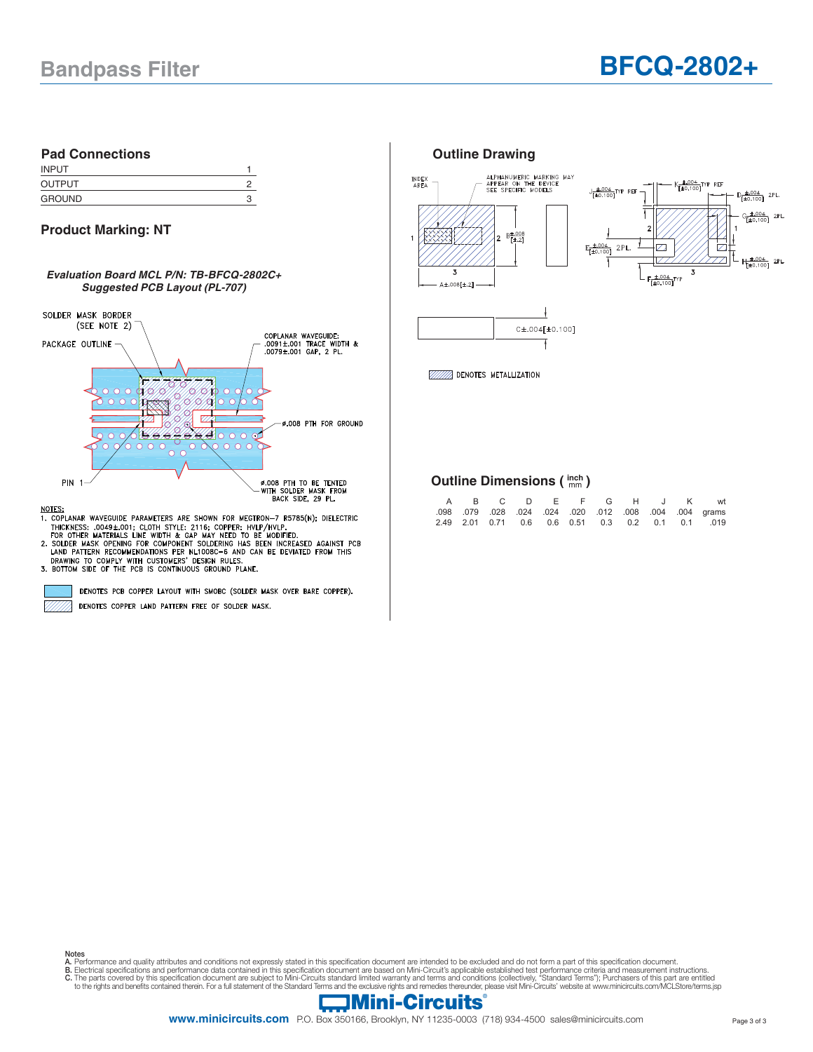# Bandpass Filter

# BFCQ-2802+

## Pad Connections

| | |
|---|---|
| INPUT | 1 |
| OUTPUT | 2 |
| GROUND | 3 |

## Product Marking: NT

***Evaluation Board MCL P/N: TB-BFCQ-2802C+***
***Suggested PCB Layout (PL-707)***

SOLDER MASK BORDER (SEE NOTE 2)

PACKAGE OUTLINE

COPLANAR WAVEGUIDE: .0091±.001 TRACE WIDTH & .0079±.001 GAP, 2 PL.

ø.008 PTH FOR GROUND

PIN 1

ø.008 PTH TO BE TENTED WITH SOLDER MASK FROM BACK SIDE, 29 PL.

NOTES:
1. COPLANAR WAVEGUIDE PARAMETERS ARE SHOWN FOR MEGTRON–7 R5785(N); DIELECTRIC THICKNESS: .0049±.001; CLOTH STYLE: 2116; COPPER: HVLP/HVLP. FOR OTHER MATERIALS LINE WIDTH & GAP MAY NEED TO BE MODIFIED.
2. SOLDER MASK OPENING FOR COMPONENT SOLDERING HAS BEEN INCREASED AGAINST PCB LAND PATTERN RECOMMENDATIONS PER NL1008C–6 AND CAN BE DEVIATED FROM THIS DRAWING TO COMPLY WITH CUSTOMERS' DESIGN RULES.
3. BOTTOM SIDE OF THE PCB IS CONTINUOUS GROUND PLANE.

DENOTES PCB COPPER LAYOUT WITH SMOBC (SOLDER MASK OVER BARE COPPER).

DENOTES COPPER LAND PATTERN FREE OF SOLDER MASK.

## Outline Drawing

INDEX AREA

ALPHANUMERIC MARKING MAY APPEAR ON THE DEVICE SEE SPECIFIC MODELS

A±.008[±.2]

B±.008 [±.2]

C±.004[±0.100]

D±.004 [±0.100] 2PL.

E±.004 [±0.100] 2PL.

F±.004 [±0.100] TYP

G±.004 [±0.100] 2PL.

H±.004 [±0.100] 2PL.

J±.004 [±0.100] TYP REF

K±.004 [±0.100] TYP REF

DENOTES METALLIZATION

## Outline Dimensions ( inch / mm )

| A | B | C | D | E | F | G | H | J | K | wt |
|---|---|---|---|---|---|---|---|---|---|---|
| .098 | .079 | .028 | .024 | .024 | .020 | .012 | .008 | .004 | .004 | grams |
| 2.49 | 2.01 | 0.71 | 0.6 | 0.6 | 0.51 | 0.3 | 0.2 | 0.1 | 0.1 | .019 |

Notes
A. Performance and quality attributes and conditions not expressly stated in this specification document are intended to be excluded and do not form a part of this specification document.
B. Electrical specifications and performance data contained in this specification document are based on Mini-Circuit's applicable established test performance criteria and measurement instructions.
C. The parts covered by this specification document are subject to Mini-Circuits standard limited warranty and terms and conditions (collectively, "Standard Terms"); Purchasers of this part are entitled to the rights and benefits contained therein. For a full statement of the Standard Terms and the exclusive rights and remedies thereunder, please visit Mini-Circuits' website at www.minicircuits.com/MCLStore/terms.jsp

Mini-Circuits®

www.minicircuits.com P.O. Box 350166, Brooklyn, NY 11235-0003 (718) 934-4500 sales@minicircuits.com